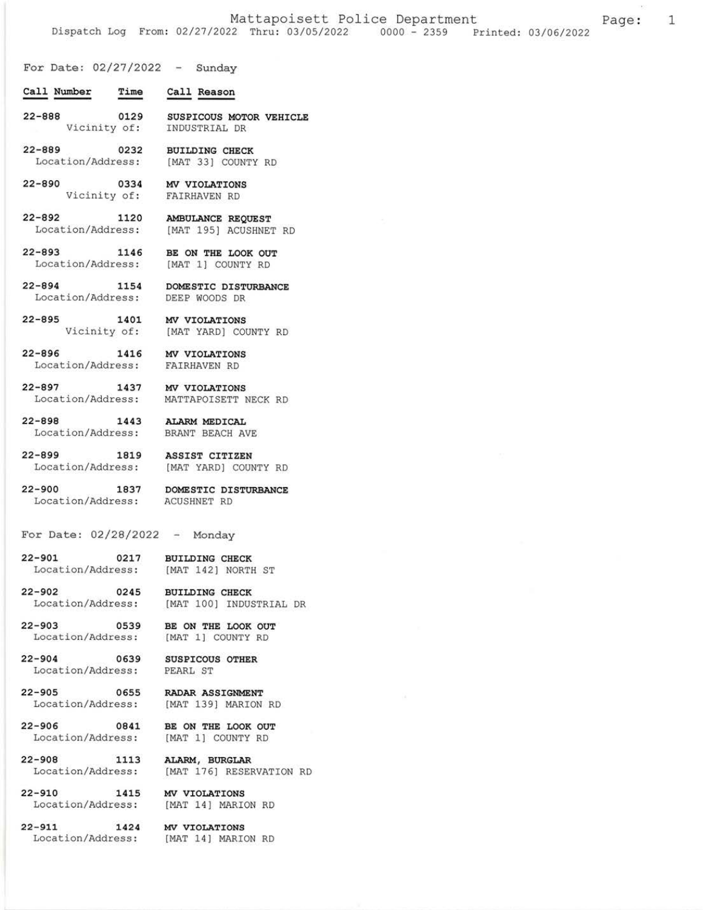# Mattapoisett Police Department

Dispatch Log From: 02/27/2022 Thru: 03/05/2022 0000 - 2359 Printed: 03/06/2022

## For Date: 02/27/2022 - Sunday

| Call Number | Time | Call Reason |
|---|---|---|
| 22-888 | 0129 | SUSPICOUS MOTOR VEHICLE |
| Vicinity of: | | INDUSTRIAL DR |
| 22-889 | 0232 | BUILDING CHECK |
| Location/Address: | | [MAT 33] COUNTY RD |
| 22-890 | 0334 | MV VIOLATIONS |
| Vicinity of: | | FAIRHAVEN RD |
| 22-892 | 1120 | AMBULANCE REQUEST |
| Location/Address: | | [MAT 195] ACUSHNET RD |
| 22-893 | 1146 | BE ON THE LOOK OUT |
| Location/Address: | | [MAT 1] COUNTY RD |
| 22-894 | 1154 | DOMESTIC DISTURBANCE |
| Location/Address: | | DEEP WOODS DR |
| 22-895 | 1401 | MV VIOLATIONS |
| Vicinity of: | | [MAT YARD] COUNTY RD |
| 22-896 | 1416 | MV VIOLATIONS |
| Location/Address: | | FAIRHAVEN RD |
| 22-897 | 1437 | MV VIOLATIONS |
| Location/Address: | | MATTAPOISETT NECK RD |
| 22-898 | 1443 | ALARM MEDICAL |
| Location/Address: | | BRANT BEACH AVE |
| 22-899 | 1819 | ASSIST CITIZEN |
| Location/Address: | | [MAT YARD] COUNTY RD |
| 22-900 | 1837 | DOMESTIC DISTURBANCE |
| Location/Address: | | ACUSHNET RD |

## For Date: 02/28/2022 - Monday

| Call Number | Time | Call Reason |
|---|---|---|
| 22-901 | 0217 | BUILDING CHECK |
| Location/Address: | | [MAT 142] NORTH ST |
| 22-902 | 0245 | BUILDING CHECK |
| Location/Address: | | [MAT 100] INDUSTRIAL DR |
| 22-903 | 0539 | BE ON THE LOOK OUT |
| Location/Address: | | [MAT 1] COUNTY RD |
| 22-904 | 0639 | SUSPICOUS OTHER |
| Location/Address: | | PEARL ST |
| 22-905 | 0655 | RADAR ASSIGNMENT |
| Location/Address: | | [MAT 139] MARION RD |
| 22-906 | 0841 | BE ON THE LOOK OUT |
| Location/Address: | | [MAT 1] COUNTY RD |
| 22-908 | 1113 | ALARM, BURGLAR |
| Location/Address: | | [MAT 176] RESERVATION RD |
| 22-910 | 1415 | MV VIOLATIONS |
| Location/Address: | | [MAT 14] MARION RD |
| 22-911 | 1424 | MV VIOLATIONS |
| Location/Address: | | [MAT 14] MARION RD |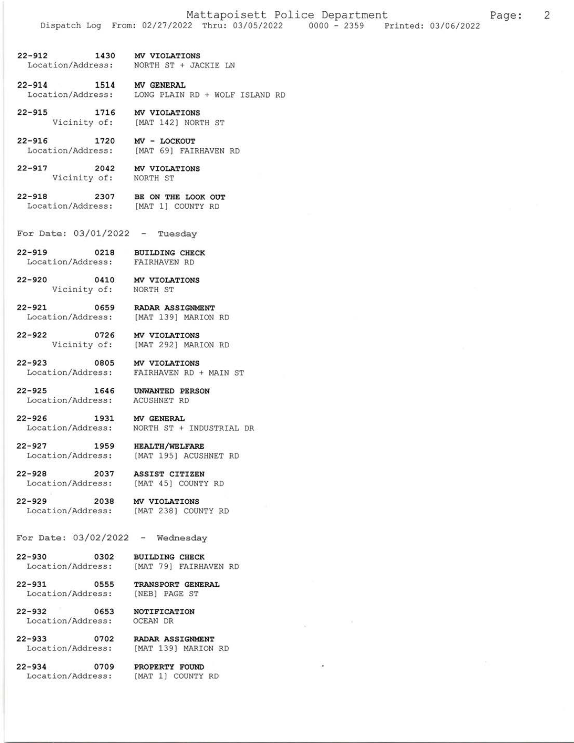22-912 1430 **MV VIOLATIONS**
Location/Address: NORTH ST + JACKIE LN

22-914 1514 **MV GENERAL**
Location/Address: LONG PLAIN RD + WOLF ISLAND RD

22-915 1716 **MV VIOLATIONS**
Vicinity of: [MAT 142] NORTH ST

22-916 1720 **MV - LOCKOUT**
Location/Address: [MAT 69] FAIRHAVEN RD

22-917 2042 **MV VIOLATIONS**
Vicinity of: NORTH ST

22-918 2307 **BE ON THE LOOK OUT**
Location/Address: [MAT 1] COUNTY RD

For Date: 03/01/2022 - Tuesday

22-919 0218 **BUILDING CHECK**
Location/Address: FAIRHAVEN RD

22-920 0410 **MV VIOLATIONS**
Vicinity of: NORTH ST

22-921 0659 **RADAR ASSIGNMENT**
Location/Address: [MAT 139] MARION RD

22-922 0726 **MV VIOLATIONS**
Vicinity of: [MAT 292] MARION RD

22-923 0805 **MV VIOLATIONS**
Location/Address: FAIRHAVEN RD + MAIN ST

22-925 1646 **UNWANTED PERSON**
Location/Address: ACUSHNET RD

22-926 1931 **MV GENERAL**
Location/Address: NORTH ST + INDUSTRIAL DR

22-927 1959 **HEALTH/WELFARE**
Location/Address: [MAT 195] ACUSHNET RD

22-928 2037 **ASSIST CITIZEN**
Location/Address: [MAT 45] COUNTY RD

22-929 2038 **MV VIOLATIONS**
Location/Address: [MAT 238] COUNTY RD

For Date: 03/02/2022 - Wednesday

22-930 0302 **BUILDING CHECK**
Location/Address: [MAT 79] FAIRHAVEN RD

22-931 0555 **TRANSPORT GENERAL**
Location/Address: [NEB] PAGE ST

22-932 0653 **NOTIFICATION**
Location/Address: OCEAN DR

22-933 0702 **RADAR ASSIGNMENT**
Location/Address: [MAT 139] MARION RD

22-934 0709 **PROPERTY FOUND**
Location/Address: [MAT 1] COUNTY RD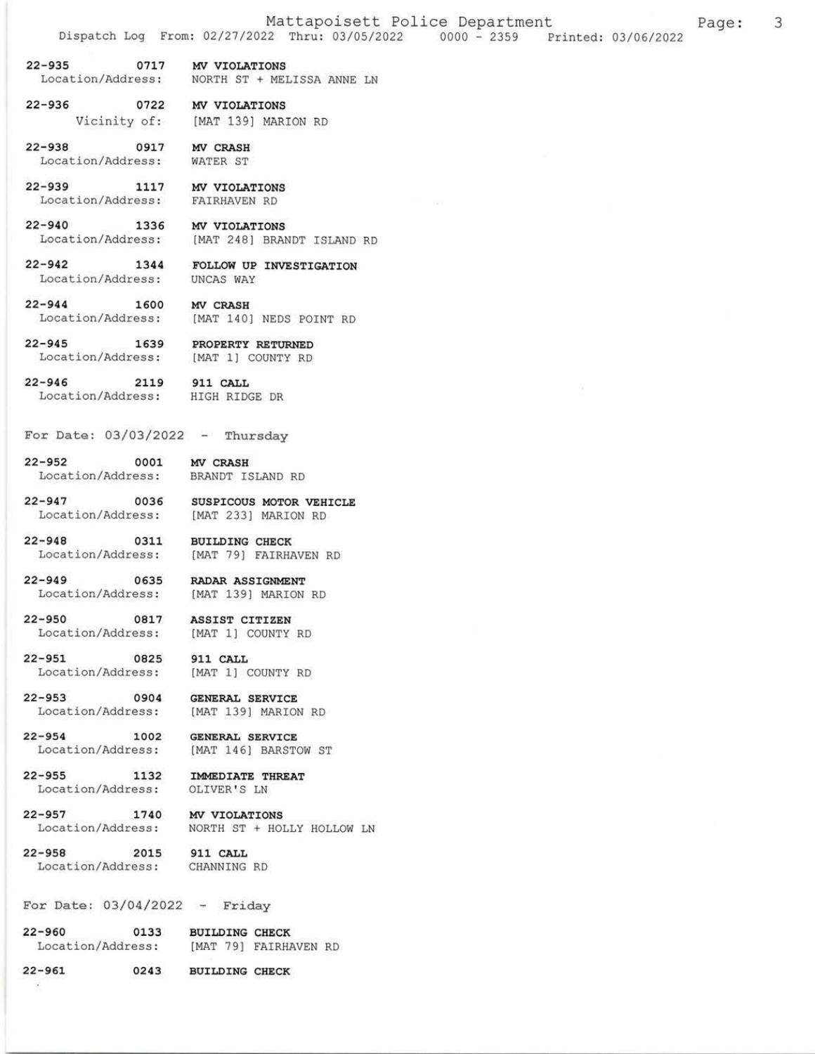22-935 0717 **MV VIOLATIONS**
Location/Address: NORTH ST + MELISSA ANNE LN

22-936 0722 **MV VIOLATIONS**
Vicinity of: [MAT 139] MARION RD

22-938 0917 **MV CRASH**
Location/Address: WATER ST

22-939 1117 **MV VIOLATIONS**
Location/Address: FAIRHAVEN RD

22-940 1336 **MV VIOLATIONS**
Location/Address: [MAT 248] BRANDT ISLAND RD

22-942 1344 **FOLLOW UP INVESTIGATION**
Location/Address: UNCAS WAY

22-944 1600 **MV CRASH**
Location/Address: [MAT 140] NEDS POINT RD

22-945 1639 **PROPERTY RETURNED**
Location/Address: [MAT 1] COUNTY RD

22-946 2119 **911 CALL**
Location/Address: HIGH RIDGE DR

For Date: 03/03/2022 - Thursday

22-952 0001 **MV CRASH**
Location/Address: BRANDT ISLAND RD

22-947 0036 **SUSPICOUS MOTOR VEHICLE**
Location/Address: [MAT 233] MARION RD

22-948 0311 **BUILDING CHECK**
Location/Address: [MAT 79] FAIRHAVEN RD

22-949 0635 **RADAR ASSIGNMENT**
Location/Address: [MAT 139] MARION RD

22-950 0817 **ASSIST CITIZEN**
Location/Address: [MAT 1] COUNTY RD

22-951 0825 **911 CALL**
Location/Address: [MAT 1] COUNTY RD

22-953 0904 **GENERAL SERVICE**
Location/Address: [MAT 139] MARION RD

22-954 1002 **GENERAL SERVICE**
Location/Address: [MAT 146] BARSTOW ST

22-955 1132 **IMMEDIATE THREAT**
Location/Address: OLIVER'S LN

22-957 1740 **MV VIOLATIONS**
Location/Address: NORTH ST + HOLLY HOLLOW LN

22-958 2015 **911 CALL**
Location/Address: CHANNING RD

For Date: 03/04/2022 - Friday

22-960 0133 **BUILDING CHECK**
Location/Address: [MAT 79] FAIRHAVEN RD

22-961 0243 **BUILDING CHECK**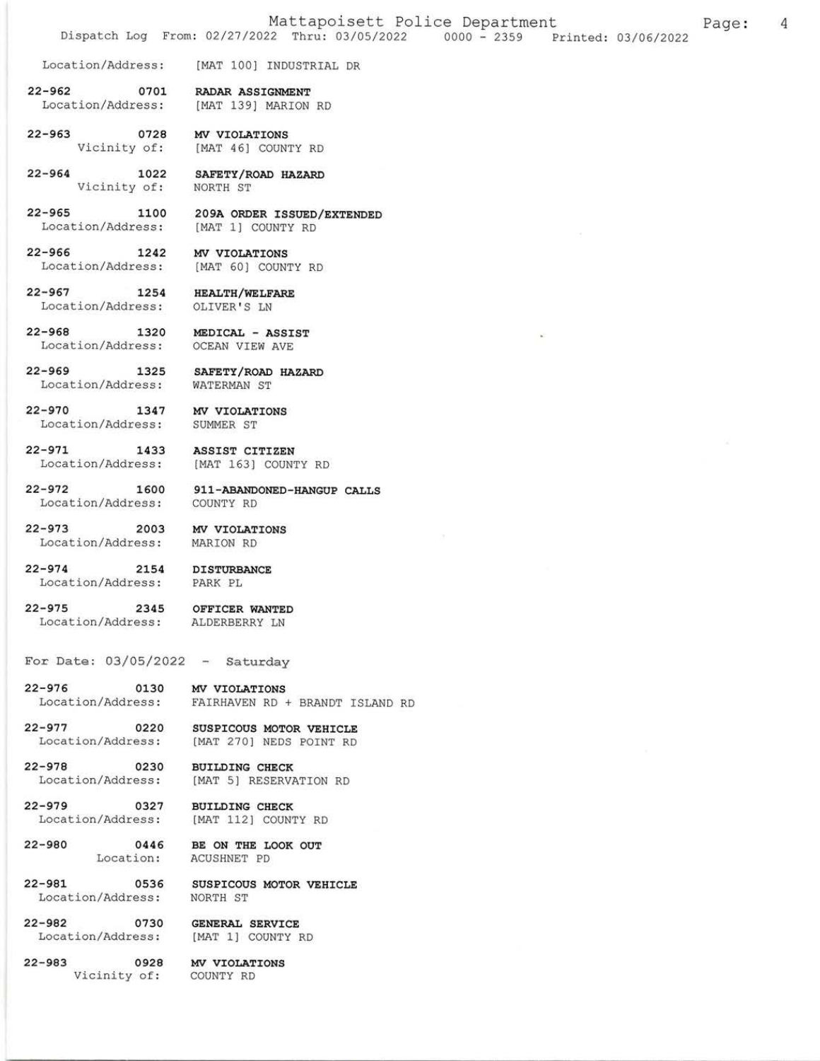Location/Address: [MAT 100] INDUSTRIAL DR

22-962 0701 **RADAR ASSIGNMENT**
Location/Address: [MAT 139] MARION RD

22-963 0728 **MV VIOLATIONS**
Vicinity of: [MAT 46] COUNTY RD

22-964 1022 **SAFETY/ROAD HAZARD**
Vicinity of: NORTH ST

22-965 1100 **209A ORDER ISSUED/EXTENDED**
Location/Address: [MAT 1] COUNTY RD

22-966 1242 **MV VIOLATIONS**
Location/Address: [MAT 60] COUNTY RD

22-967 1254 **HEALTH/WELFARE**
Location/Address: OLIVER'S LN

22-968 1320 **MEDICAL - ASSIST**
Location/Address: OCEAN VIEW AVE

22-969 1325 **SAFETY/ROAD HAZARD**
Location/Address: WATERMAN ST

22-970 1347 **MV VIOLATIONS**
Location/Address: SUMMER ST

22-971 1433 **ASSIST CITIZEN**
Location/Address: [MAT 163] COUNTY RD

22-972 1600 **911-ABANDONED-HANGUP CALLS**
Location/Address: COUNTY RD

22-973 2003 **MV VIOLATIONS**
Location/Address: MARION RD

22-974 2154 **DISTURBANCE**
Location/Address: PARK PL

22-975 2345 **OFFICER WANTED**
Location/Address: ALDERBERRY LN

For Date: 03/05/2022 - Saturday

22-976 0130 **MV VIOLATIONS**
Location/Address: FAIRHAVEN RD + BRANDT ISLAND RD

22-977 0220 **SUSPICOUS MOTOR VEHICLE**
Location/Address: [MAT 270] NEDS POINT RD

22-978 0230 **BUILDING CHECK**
Location/Address: [MAT 5] RESERVATION RD

22-979 0327 **BUILDING CHECK**
Location/Address: [MAT 112] COUNTY RD

22-980 0446 **BE ON THE LOOK OUT**
Location: ACUSHNET PD

22-981 0536 **SUSPICOUS MOTOR VEHICLE**
Location/Address: NORTH ST

22-982 0730 **GENERAL SERVICE**
Location/Address: [MAT 1] COUNTY RD

22-983 0928 **MV VIOLATIONS**
Vicinity of: COUNTY RD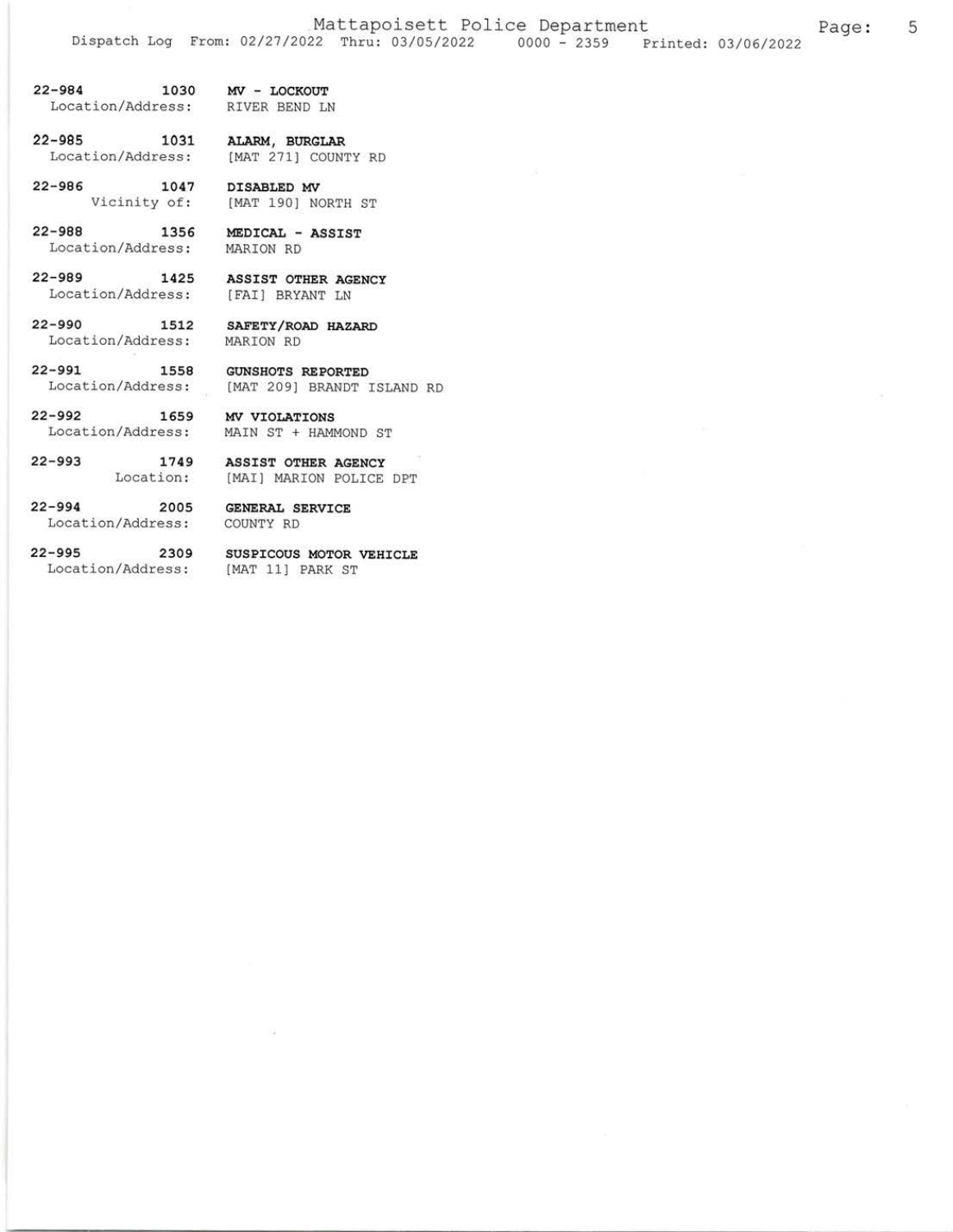22-984 1030 **MV - LOCKOUT**
Location/Address: RIVER BEND LN

22-985 1031 **ALARM, BURGLAR**
Location/Address: [MAT 271] COUNTY RD

22-986 1047 **DISABLED MV**
Vicinity of: [MAT 190] NORTH ST

22-988 1356 **MEDICAL - ASSIST**
Location/Address: MARION RD

22-989 1425 **ASSIST OTHER AGENCY**
Location/Address: [FAI] BRYANT LN

22-990 1512 **SAFETY/ROAD HAZARD**
Location/Address: MARION RD

22-991 1558 **GUNSHOTS REPORTED**
Location/Address: [MAT 209] BRANDT ISLAND RD

22-992 1659 **MV VIOLATIONS**
Location/Address: MAIN ST + HAMMOND ST

22-993 1749 **ASSIST OTHER AGENCY**
Location: [MAI] MARION POLICE DPT

22-994 2005 **GENERAL SERVICE**
Location/Address: COUNTY RD

22-995 2309 **SUSPICOUS MOTOR VEHICLE**
Location/Address: [MAT 11] PARK ST